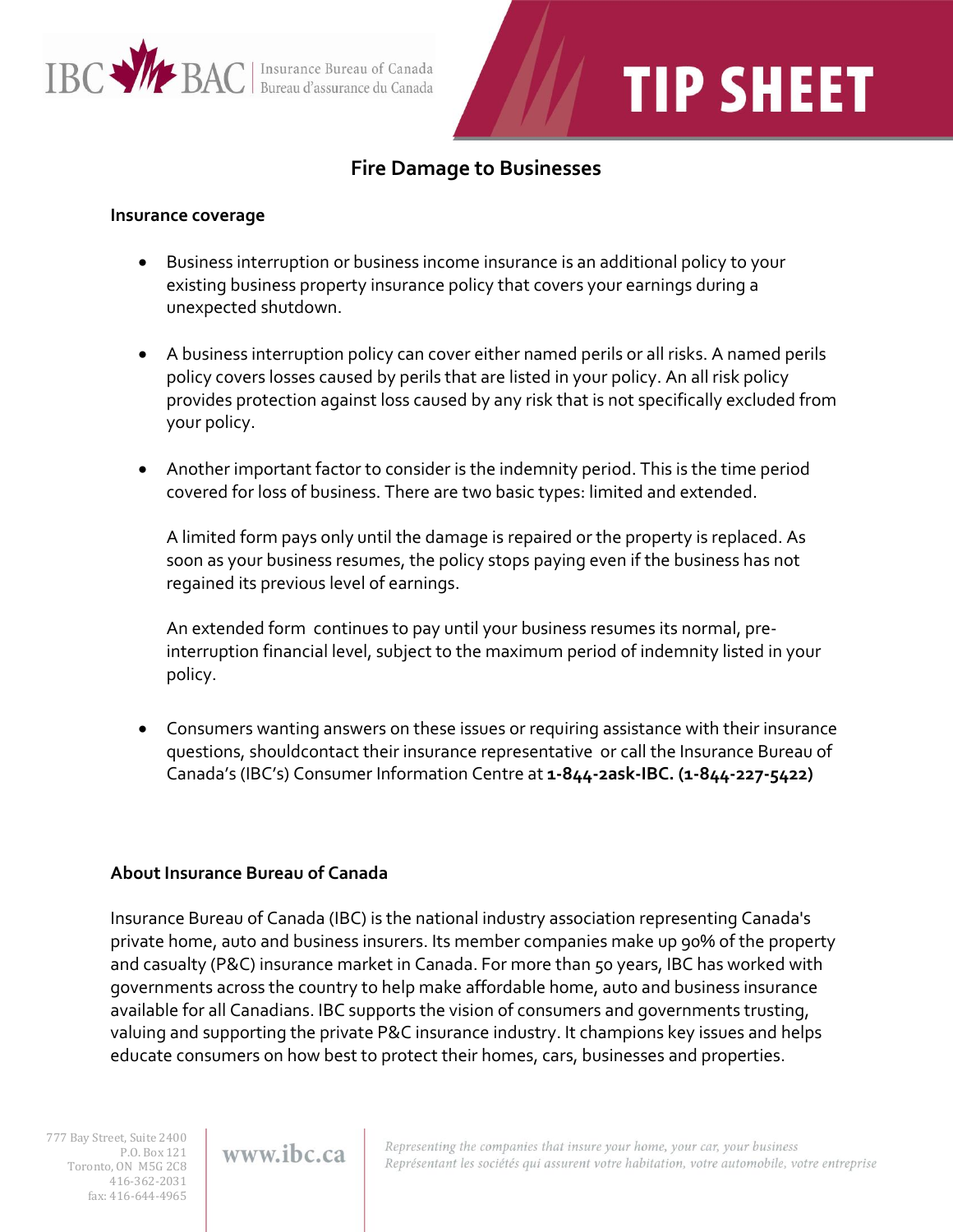IBC BAC | Insurance Bureau of Canada
Bureau d'assurance du Canada

# TIP SHEET

## Fire Damage to Businesses

### Insurance coverage

- Business interruption or business income insurance is an additional policy to your existing business property insurance policy that covers your earnings during a unexpected shutdown.

- A business interruption policy can cover either named perils or all risks. A named perils policy covers losses caused by perils that are listed in your policy. An all risk policy provides protection against loss caused by any risk that is not specifically excluded from your policy.

- Another important factor to consider is the indemnity period. This is the time period covered for loss of business. There are two basic types: limited and extended.

  A limited form pays only until the damage is repaired or the property is replaced. As soon as your business resumes, the policy stops paying even if the business has not regained its previous level of earnings.

  An extended form continues to pay until your business resumes its normal, pre-interruption financial level, subject to the maximum period of indemnity listed in your policy.

- Consumers wanting answers on these issues or requiring assistance with their insurance questions, shouldcontact their insurance representative or call the Insurance Bureau of Canada's (IBC's) Consumer Information Centre at **1-844-2ask-IBC. (1-844-227-5422)**

### About Insurance Bureau of Canada

Insurance Bureau of Canada (IBC) is the national industry association representing Canada's private home, auto and business insurers. Its member companies make up 90% of the property and casualty (P&C) insurance market in Canada. For more than 50 years, IBC has worked with governments across the country to help make affordable home, auto and business insurance available for all Canadians. IBC supports the vision of consumers and governments trusting, valuing and supporting the private P&C insurance industry. It champions key issues and helps educate consumers on how best to protect their homes, cars, businesses and properties.

777 Bay Street, Suite 2400
P.O. Box 121
Toronto, ON M5G 2C8
416-362-2031
fax: 416-644-4965

www.ibc.ca

*Representing the companies that insure your home, your car, your business*
*Représentant les sociétés qui assurent votre habitation, votre automobile, votre entreprise*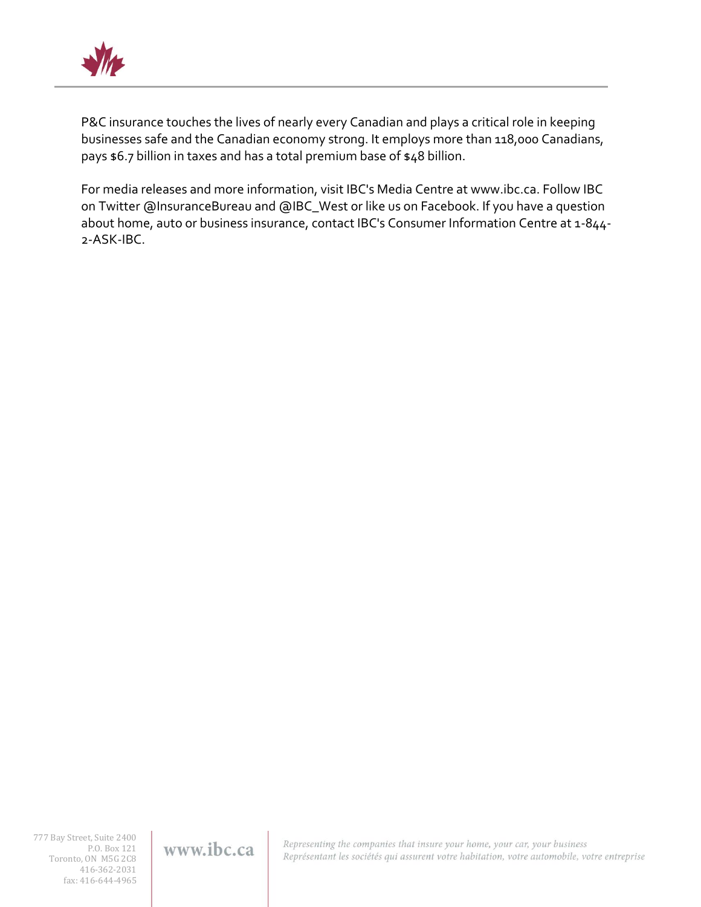P&C insurance touches the lives of nearly every Canadian and plays a critical role in keeping businesses safe and the Canadian economy strong. It employs more than 118,000 Canadians, pays $6.7 billion in taxes and has a total premium base of $48 billion.

For media releases and more information, visit IBC's Media Centre at www.ibc.ca. Follow IBC on Twitter @InsuranceBureau and @IBC_West or like us on Facebook. If you have a question about home, auto or business insurance, contact IBC's Consumer Information Centre at 1-844-2-ASK-IBC.